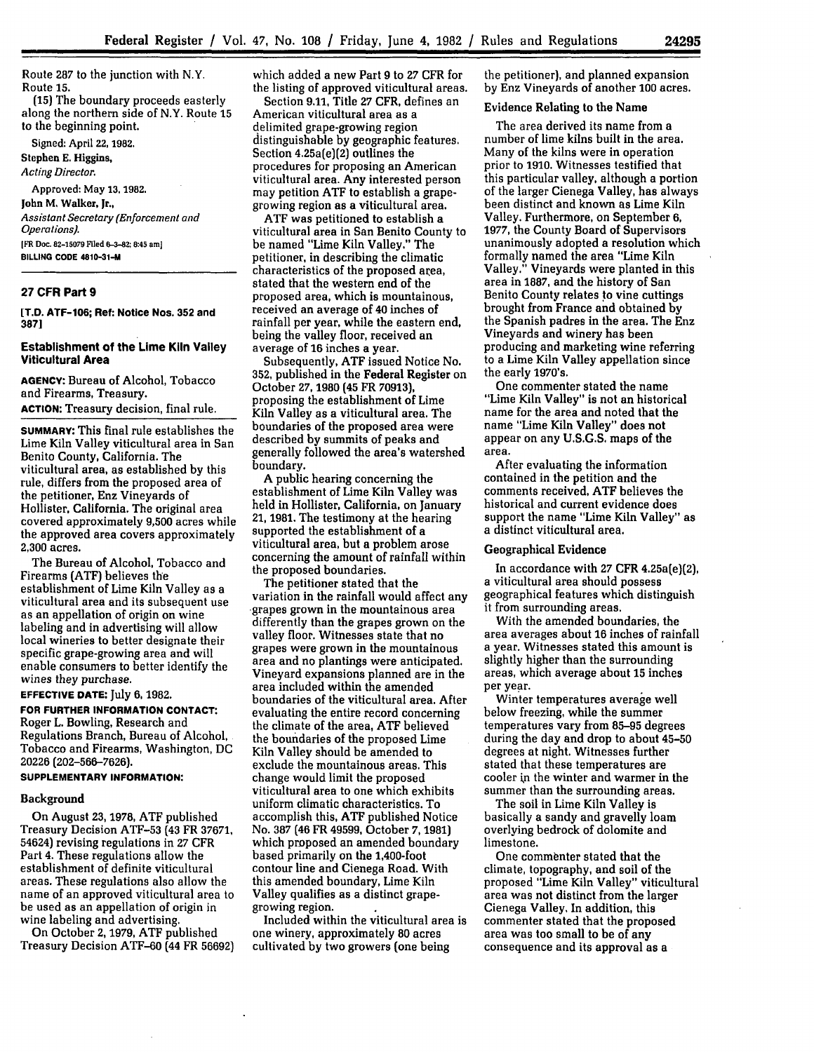Route 287 to the junction with N.Y. Route 15.

(15) The boundary proceeds easterly along the northern side of N.Y. Route 15 to the beginning point.

Signed: April 22, 1982.

**Stephen E. Higgins,**

*Acting Director.*

Approved: May 13, 1982.

**John M. Walker, Jr.,**

*Assistant Secretary (Enforcement and Operations).*

[FR Doc. 82-15079 Filed 6-3-82; 8:45 am]

BILLING CODE 4810-31-M

## 27 CFR Part 9

**[T.D. ATF-106; Ref: Notice Nos. 352 and 387]**

## Establishment of the Lime Kiln Valley Viticultural Area

**AGENCY:** Bureau of Alcohol, Tobacco and Firearms, Treasury.

**ACTION:** Treasury decision, final rule.

**SUMMARY:** This final rule establishes the Lime Kiln Valley viticultural area in San Benito County, California. The viticultural area, as established by this rule, differs from the proposed area of the petitioner, Enz Vineyards of Hollister, California. The original area covered approximately 9,500 acres while the approved area covers approximately 2,300 acres.

The Bureau of Alcohol, Tobacco and Firearms (ATF) believes the establishment of Lime Kiln Valley as a viticultural area and its subsequent use as an appellation of origin on wine labeling and in advertising will allow local wineries to better designate their specific grape-growing area and will enable consumers to better identify the wines they purchase.

**EFFECTIVE DATE:** July 6, 1982.

**FOR FURTHER INFORMATION CONTACT:** Roger L. Bowling, Research and Regulations Branch, Bureau of Alcohol, Tobacco and Firearms, Washington, DC 20226 (202-566-7626).

**SUPPLEMENTARY INFORMATION:**

### Background

On August 23, 1978, ATF published Treasury Decision ATF-53 (43 FR 37671, 54624) revising regulations in 27 CFR Part 4. These regulations allow the establishment of definite viticultural areas. These regulations also allow the name of an approved viticultural area to be used as an appellation of origin in wine labeling and advertising.

On October 2, 1979, ATF published Treasury Decision ATF-60 (44 FR 56692) which added a new Part 9 to 27 CFR for the listing of approved viticultural areas.

Section 9.11, Title 27 CFR, defines an American viticultural area as a delimited grape-growing region distinguishable by geographic features. Section 4.25a(e)(2) outlines the procedures for proposing an American viticultural area. Any interested person may petition ATF to establish a grape-growing region as a viticultural area.

ATF was petitioned to establish a viticultural area in San Benito County to be named "Lime Kiln Valley." The petitioner, in describing the climatic characteristics of the proposed area, stated that the western end of the proposed area, which is mountainous, received an average of 40 inches of rainfall per year, while the eastern end, being the valley floor, received an average of 16 inches a year.

Subsequently, ATF issued Notice No. 352, published in the **Federal Register** on October 27, 1980 (45 FR 70913), proposing the establishment of Lime Kiln Valley as a viticultural area. The boundaries of the proposed area were described by summits of peaks and generally followed the area's watershed boundary.

A public hearing concerning the establishment of Lime Kiln Valley was held in Hollister, California, on January 21, 1981. The testimony at the hearing supported the establishment of a viticultural area, but a problem arose concerning the amount of rainfall within the proposed boundaries.

The petitioner stated that the variation in the rainfall would affect any grapes grown in the mountainous area differently than the grapes grown on the valley floor. Witnesses state that no grapes were grown in the mountainous area and no plantings were anticipated. Vineyard expansions planned are in the area included within the amended boundaries of the viticultural area. After evaluating the entire record concerning the climate of the area, ATF believed the boundaries of the proposed Lime Kiln Valley should be amended to exclude the mountainous areas. This change would limit the proposed viticultural area to one which exhibits uniform climatic characteristics. To accomplish this, ATF published Notice No. 387 (46 FR 49599, October 7, 1981) which proposed an amended boundary based primarily on the 1,400-foot contour line and Cienega Road. With this amended boundary, Lime Kiln Valley qualifies as a distinct grape-growing region.

Included within the viticultural area is one winery, approximately 80 acres cultivated by two growers (one being the petitioner), and planned expansion by Enz Vineyards of another 100 acres.

### Evidence Relating to the Name

The area derived its name from a number of lime kilns built in the area. Many of the kilns were in operation prior to 1910. Witnesses testified that this particular valley, although a portion of the larger Cienega Valley, has always been distinct and known as Lime Kiln Valley. Furthermore, on September 6, 1977, the County Board of Supervisors unanimously adopted a resolution which formally named the area "Lime Kiln Valley." Vineyards were planted in this area in 1887, and the history of San Benito County relates to vine cuttings brought from France and obtained by the Spanish padres in the area. The Enz Vineyards and winery has been producing and marketing wine referring to a Lime Kiln Valley appellation since the early 1970's.

One commenter stated the name "Lime Kiln Valley" is not an historical name for the area and noted that the name "Lime Kiln Valley" does not appear on any U.S.G.S. maps of the area.

After evaluating the information contained in the petition and the comments received, ATF believes the historical and current evidence does support the name "Lime Kiln Valley" as a distinct viticultural area.

### Geographical Evidence

In accordance with 27 CFR 4.25a(e)(2), a viticultural area should possess geographical features which distinguish it from surrounding areas.

With the amended boundaries, the area averages about 16 inches of rainfall a year. Witnesses stated this amount is slightly higher than the surrounding areas, which average about 15 inches per year.

Winter temperatures average well below freezing, while the summer temperatures vary from 85–95 degrees during the day and drop to about 45–50 degrees at night. Witnesses further stated that these temperatures are cooler in the winter and warmer in the summer than the surrounding areas.

The soil in Lime Kiln Valley is basically a sandy and gravelly loam overlying bedrock of dolomite and limestone.

One commenter stated that the climate, topography, and soil of the proposed "Lime Kiln Valley" viticultural area was not distinct from the larger Cienega Valley. In addition, this commenter stated that the proposed area was too small to be of any consequence and its approval as a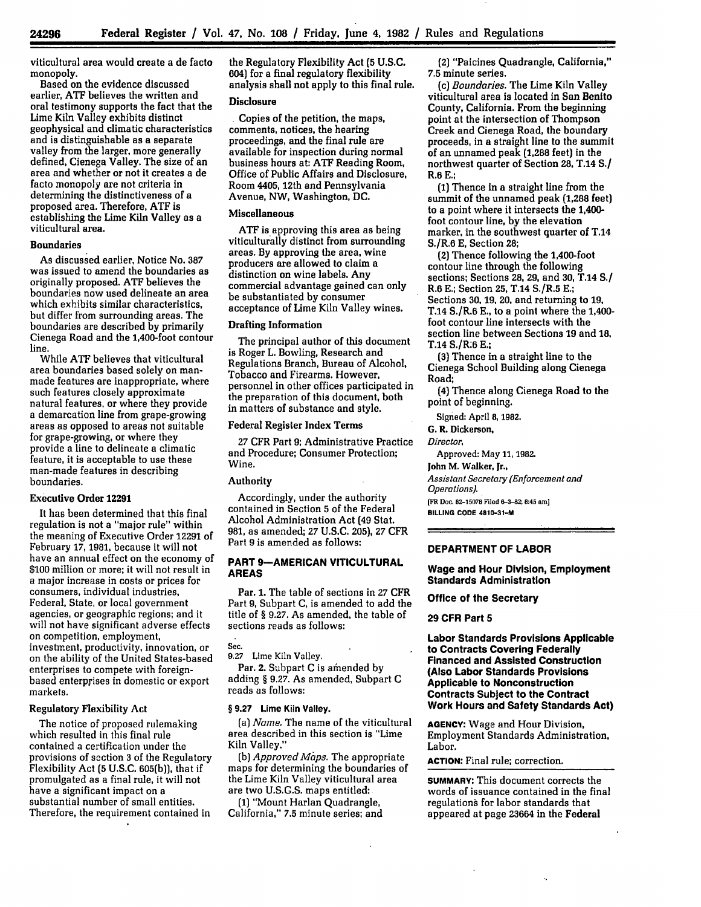viticultural area would create a de facto monopoly.

Based on the evidence discussed earlier, ATF believes the written and oral testimony supports the fact that the Lime Kiln Valley exhibits distinct geophysical and climatic characteristics and is distinguishable as a separate valley from the larger, more generally defined, Cienega Valley. The size of an area and whether or not it creates a de facto monopoly are not criteria in determining the distinctiveness of a proposed area. Therefore, ATF is establishing the Lime Kiln Valley as a viticultural area.

### Boundaries

As discussed earlier, Notice No. 387 was issued to amend the boundaries as originally proposed. ATF believes the boundaries now used delineate an area which exhibits similar characteristics, but differ from surrounding areas. The boundaries are described by primarily Cienega Road and the 1,400-foot contour line.

While ATF believes that viticultural area boundaries based solely on man-made features are inappropriate, where such features closely approximate natural features, or where they provide a demarcation line from grape-growing areas as opposed to areas not suitable for grape-growing, or where they provide a line to delineate a climatic feature, it is acceptable to use these man-made features in describing boundaries.

### Executive Order 12291

It has been determined that this final regulation is not a "major rule" within the meaning of Executive Order 12291 of February 17, 1981, because it will not have an annual effect on the economy of $100 million or more; it will not result in a major increase in costs or prices for consumers, individual industries, Federal, State, or local government agencies, or geographic regions; and it will not have significant adverse effects on competition, employment, investment, productivity, innovation, or on the ability of the United States-based enterprises to compete with foreign-based enterprises in domestic or export markets.

### Regulatory Flexibility Act

The notice of proposed rulemaking which resulted in this final rule contained a certification under the provisions of section 3 of the Regulatory Flexibility Act (5 U.S.C. 605(b)), that if promulgated as a final rule, it will not have a significant impact on a substantial number of small entities. Therefore, the requirement contained in the Regulatory Flexibility Act (5 U.S.C. 604) for a final regulatory flexibility analysis shall not apply to this final rule.

### Disclosure

Copies of the petition, the maps, comments, notices, the hearing proceedings, and the final rule are available for inspection during normal business hours at: ATF Reading Room, Office of Public Affairs and Disclosure, Room 4405, 12th and Pennsylvania Avenue, NW, Washington, DC.

### Miscellaneous

ATF is approving this area as being viticulturally distinct from surrounding areas. By approving the area, wine producers are allowed to claim a distinction on wine labels. Any commercial advantage gained can only be substantiated by consumer acceptance of Lime Kiln Valley wines.

### Drafting Information

The principal author of this document is Roger L. Bowling, Research and Regulations Branch, Bureau of Alcohol, Tobacco and Firearms. However, personnel in other offices participated in the preparation of this document, both in matters of substance and style.

### Federal Register Index Terms

27 CFR Part 9; Administrative Practice and Procedure; Consumer Protection; Wine.

### Authority

Accordingly, under the authority contained in Section 5 of the Federal Alcohol Administration Act (49 Stat. 981, as amended; 27 U.S.C. 205), 27 CFR Part 9 is amended as follows:

## PART 9—AMERICAN VITICULTURAL AREAS

Par. 1. The table of sections in 27 CFR Part 9, Subpart C, is amended to add the title of § 9.27. As amended, the table of sections reads as follows:

Sec.
9.27 Lime Kiln Valley.

Par. 2. Subpart C is amended by adding § 9.27. As amended, Subpart C reads as follows:

**§ 9.27 Lime Kiln Valley.**

(a) *Name.* The name of the viticultural area described in this section is "Lime Kiln Valley."

(b) *Approved Maps.* The appropriate maps for determining the boundaries of the Lime Kiln Valley viticultural area are two U.S.G.S. maps entitled:

(1) "Mount Harlan Quadrangle, California," 7.5 minute series; and

(2) "Paicines Quadrangle, California," 7.5 minute series.

(c) *Boundaries.* The Lime Kiln Valley viticultural area is located in San Benito County, California. From the beginning point at the intersection of Thompson Creek and Cienega Road, the boundary proceeds, in a straight line to the summit of an unnamed peak (1,288 feet) in the northwest quarter of Section 28, T.14 S./R.6 E.;

(1) Thence in a straight line from the summit of the unnamed peak (1,288 feet) to a point where it intersects the 1,400-foot contour line, by the elevation marker, in the southwest quarter of T.14 S./R.6 E, Section 28;

(2) Thence following the 1,400-foot contour line through the following sections; Sections 28, 29, and 30, T.14 S./R.6 E.; Section 25, T.14 S./R.5 E.; Sections 30, 19, 20, and returning to 19, T.14 S./R.6 E., to a point where the 1,400-foot contour line intersects with the section line between Sections 19 and 18, T.14 S./R.6 E.;

(3) Thence in a straight line to the Cienega School Building along Cienega Road;

(4) Thence along Cienega Road to the point of beginning.

Signed: April 8, 1982.

G. R. Dickerson,

*Director.*

Approved: May 11, 1982.

John M. Walker, Jr.,

*Assistant Secretary (Enforcement and Operations).*

[FR Doc. 82-15078 Filed 6-3-82; 8:45 am]

BILLING CODE 4810-31-M

## DEPARTMENT OF LABOR

### Wage and Hour Division, Employment Standards Administration

### Office of the Secretary

### 29 CFR Part 5

### Labor Standards Provisions Applicable to Contracts Covering Federally Financed and Assisted Construction (Also Labor Standards Provisions Applicable to Nonconstruction Contracts Subject to the Contract Work Hours and Safety Standards Act)

**AGENCY:** Wage and Hour Division, Employment Standards Administration, Labor.

**ACTION:** Final rule; correction.

**SUMMARY:** This document corrects the words of issuance contained in the final regulations for labor standards that appeared at page 23664 in the Federal